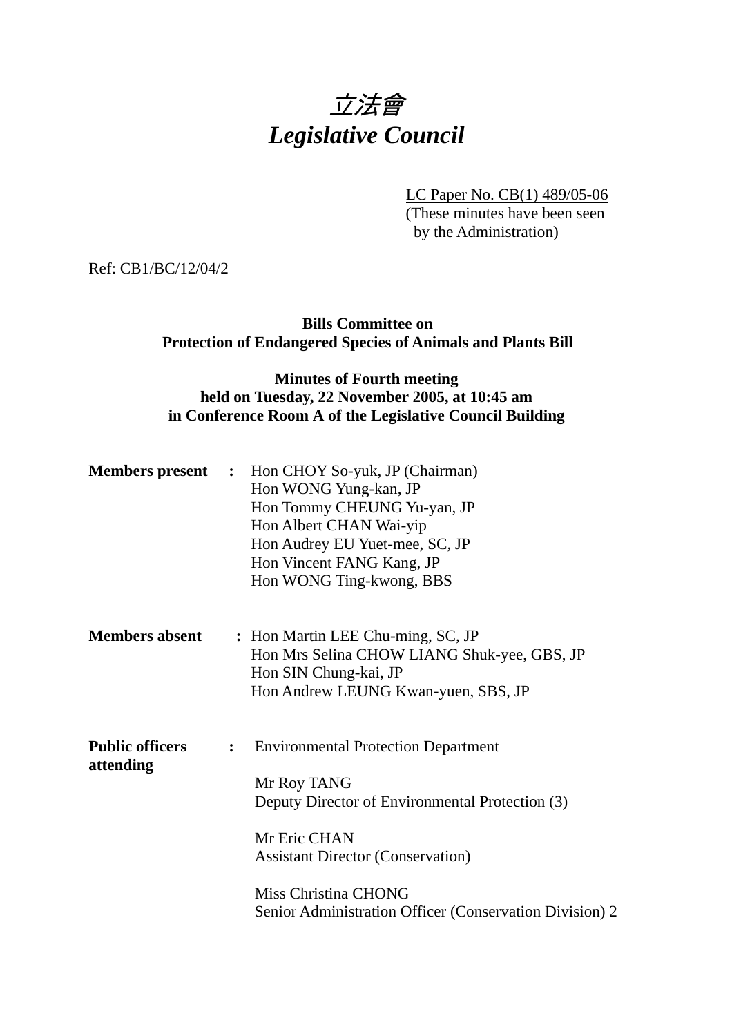# *立法會*
# *Legislative Council*

LC Paper No. CB(1) 489/05-06
(These minutes have been seen by the Administration)

Ref: CB1/BC/12/04/2

**Bills Committee on**
**Protection of Endangered Species of Animals and Plants Bill**

**Minutes of Fourth meeting**
**held on Tuesday, 22 November 2005, at 10:45 am**
**in Conference Room A of the Legislative Council Building**

**Members present :**

Hon CHOY So-yuk, JP (Chairman)
Hon WONG Yung-kan, JP
Hon Tommy CHEUNG Yu-yan, JP
Hon Albert CHAN Wai-yip
Hon Audrey EU Yuet-mee, SC, JP
Hon Vincent FANG Kang, JP
Hon WONG Ting-kwong, BBS

**Members absent :**

Hon Martin LEE Chu-ming, SC, JP
Hon Mrs Selina CHOW LIANG Shuk-yee, GBS, JP
Hon SIN Chung-kai, JP
Hon Andrew LEUNG Kwan-yuen, SBS, JP

**Public officers attending :**

Environmental Protection Department

Mr Roy TANG
Deputy Director of Environmental Protection (3)

Mr Eric CHAN
Assistant Director (Conservation)

Miss Christina CHONG
Senior Administration Officer (Conservation Division) 2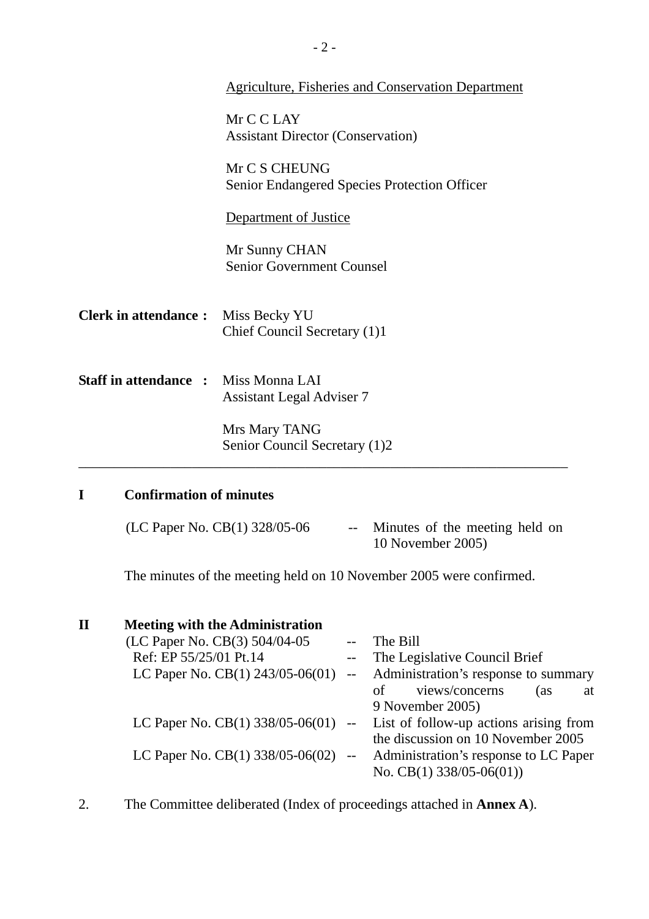<u>Agriculture, Fisheries and Conservation Department</u>

Mr C C LAY
Assistant Director (Conservation)

Mr C S CHEUNG
Senior Endangered Species Protection Officer

<u>Department of Justice</u>

Mr Sunny CHAN
Senior Government Counsel

**Clerk in attendance :** Miss Becky YU
Chief Council Secretary (1)1

**Staff in attendance :** Miss Monna LAI
Assistant Legal Adviser 7

Mrs Mary TANG
Senior Council Secretary (1)2

---

**I Confirmation of minutes**

(LC Paper No. CB(1) 328/05-06 -- Minutes of the meeting held on 10 November 2005)

The minutes of the meeting held on 10 November 2005 were confirmed.

**II Meeting with the Administration**

| | | |
|---|---|---|
| (LC Paper No. CB(3) 504/04-05 | -- | The Bill |
| Ref: EP 55/25/01 Pt.14 | -- | The Legislative Council Brief |
| LC Paper No. CB(1) 243/05-06(01) | -- | Administration's response to summary of views/concerns (as at 9 November 2005) |
| LC Paper No. CB(1) 338/05-06(01) | -- | List of follow-up actions arising from the discussion on 10 November 2005 |
| LC Paper No. CB(1) 338/05-06(02) | -- | Administration's response to LC Paper No. CB(1) 338/05-06(01)) |

2. The Committee deliberated (Index of proceedings attached in **Annex A**).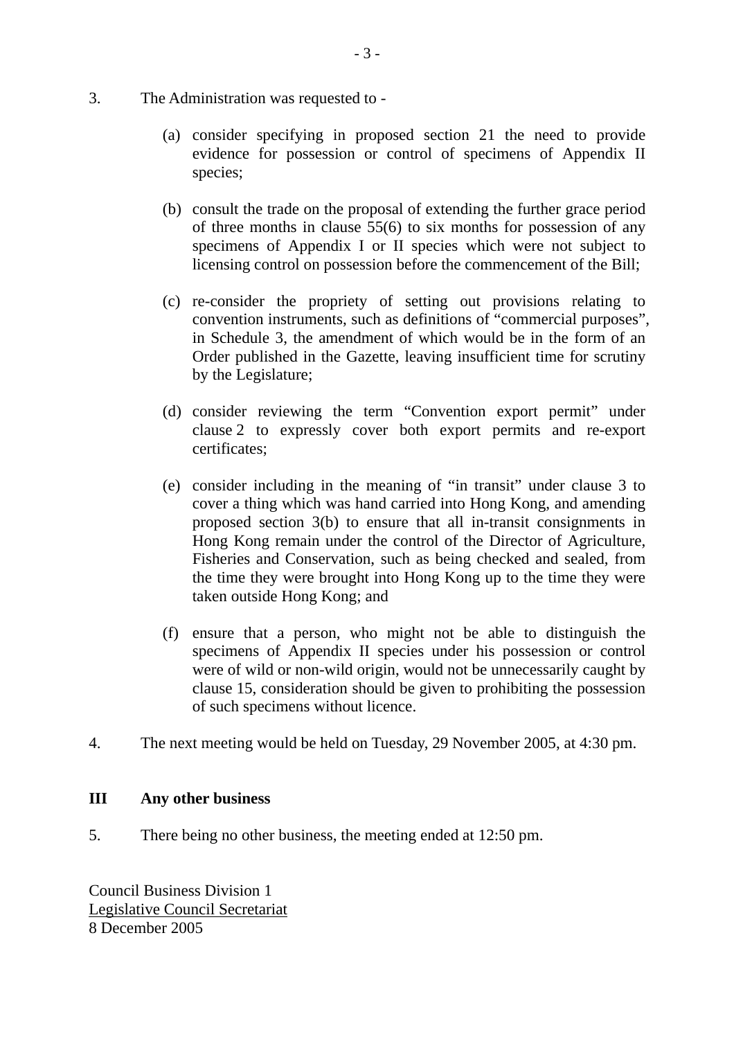3. The Administration was requested to -

   (a) consider specifying in proposed section 21 the need to provide evidence for possession or control of specimens of Appendix II species;

   (b) consult the trade on the proposal of extending the further grace period of three months in clause 55(6) to six months for possession of any specimens of Appendix I or II species which were not subject to licensing control on possession before the commencement of the Bill;

   (c) re-consider the propriety of setting out provisions relating to convention instruments, such as definitions of "commercial purposes", in Schedule 3, the amendment of which would be in the form of an Order published in the Gazette, leaving insufficient time for scrutiny by the Legislature;

   (d) consider reviewing the term "Convention export permit" under clause 2 to expressly cover both export permits and re-export certificates;

   (e) consider including in the meaning of "in transit" under clause 3 to cover a thing which was hand carried into Hong Kong, and amending proposed section 3(b) to ensure that all in-transit consignments in Hong Kong remain under the control of the Director of Agriculture, Fisheries and Conservation, such as being checked and sealed, from the time they were brought into Hong Kong up to the time they were taken outside Hong Kong; and

   (f) ensure that a person, who might not be able to distinguish the specimens of Appendix II species under his possession or control were of wild or non-wild origin, would not be unnecessarily caught by clause 15, consideration should be given to prohibiting the possession of such specimens without licence.

4. The next meeting would be held on Tuesday, 29 November 2005, at 4:30 pm.

**III Any other business**

5. There being no other business, the meeting ended at 12:50 pm.

Council Business Division 1
Legislative Council Secretariat
8 December 2005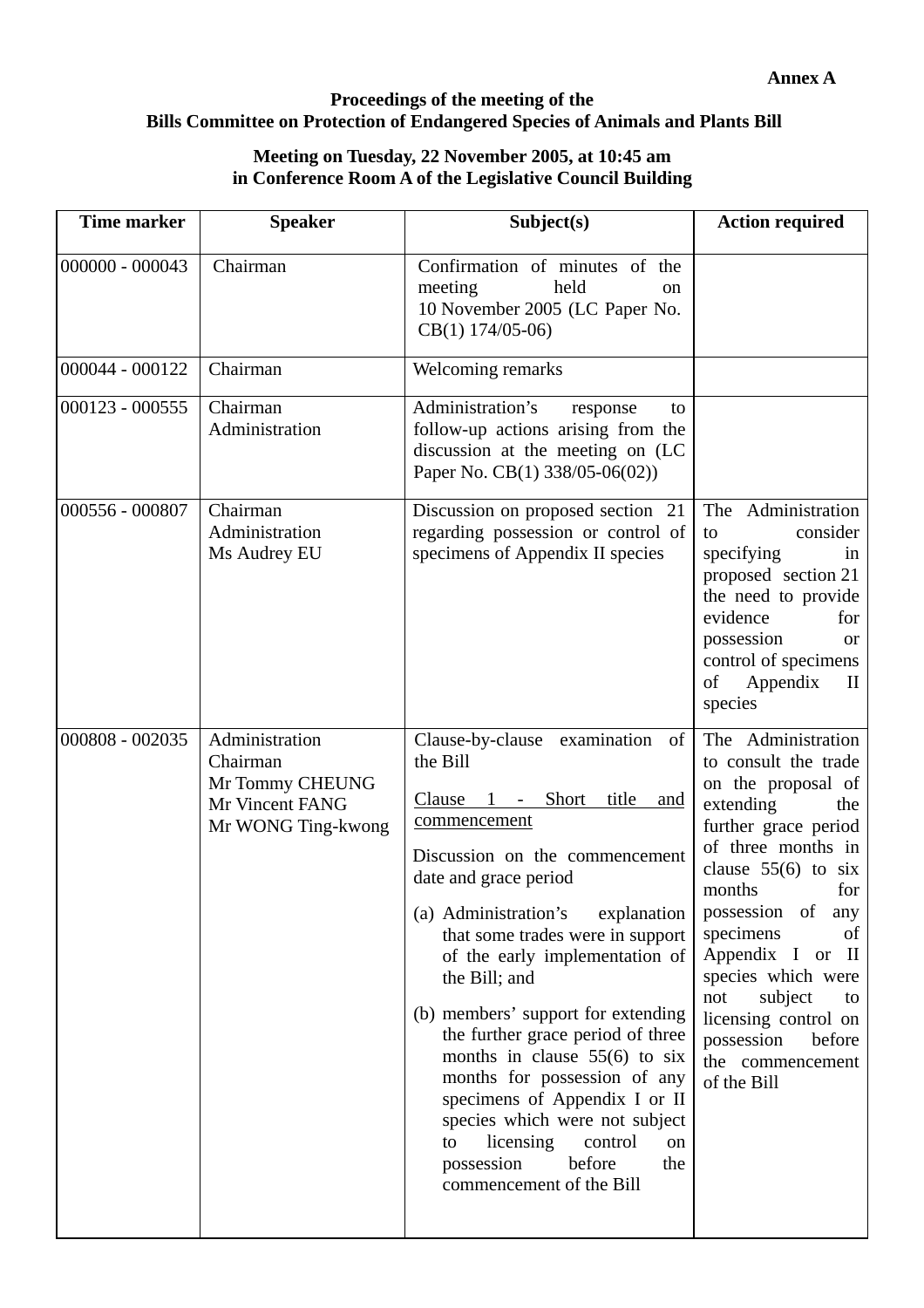**Annex A**

**Proceedings of the meeting of the**
**Bills Committee on Protection of Endangered Species of Animals and Plants Bill**

**Meeting on Tuesday, 22 November 2005, at 10:45 am**
**in Conference Room A of the Legislative Council Building**

| Time marker | Speaker | Subject(s) | Action required |
|---|---|---|---|
| 000000 - 000043 | Chairman | Confirmation of minutes of the meeting held on 10 November 2005 (LC Paper No. CB(1) 174/05-06) | |
| 000044 - 000122 | Chairman | Welcoming remarks | |
| 000123 - 000555 | Chairman<br>Administration | Administration's response to follow-up actions arising from the discussion at the meeting on (LC Paper No. CB(1) 338/05-06(02)) | |
| 000556 - 000807 | Chairman<br>Administration<br>Ms Audrey EU | Discussion on proposed section 21 regarding possession or control of specimens of Appendix II species | The Administration to consider specifying in proposed section 21 the need to provide evidence for possession or control of specimens of Appendix II species |
| 000808 - 002035 | Administration<br>Chairman<br>Mr Tommy CHEUNG<br>Mr Vincent FANG<br>Mr WONG Ting-kwong | Clause-by-clause examination of the Bill<br><br><u>Clause 1 - Short title and commencement</u><br><br>Discussion on the commencement date and grace period<br><br>(a) Administration's explanation that some trades were in support of the early implementation of the Bill; and<br><br>(b) members' support for extending the further grace period of three months in clause 55(6) to six months for possession of any specimens of Appendix I or II species which were not subject to licensing control on possession before the commencement of the Bill | The Administration to consult the trade on the proposal of extending the further grace period of three months in clause 55(6) to six months for possession of any specimens of Appendix I or II species which were not subject to licensing control on possession before the commencement of the Bill |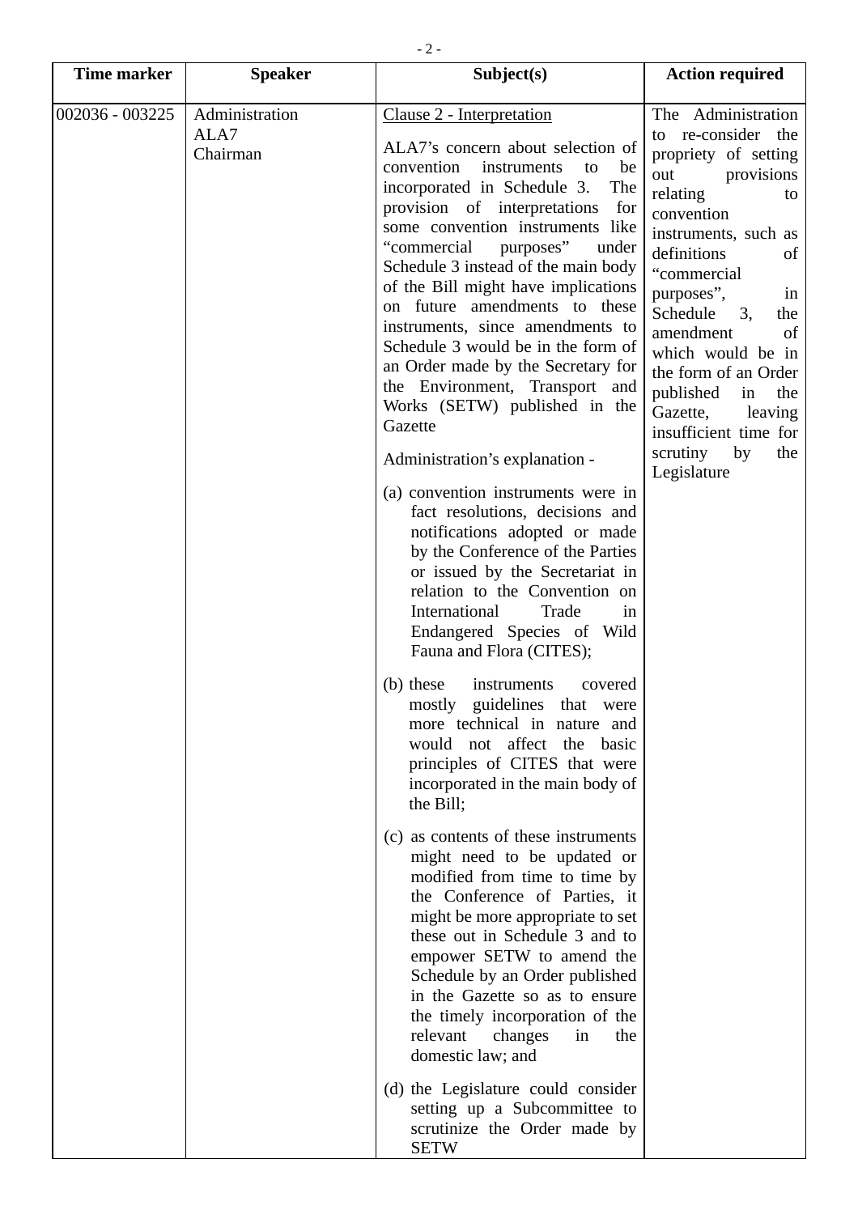| Time marker | Speaker | Subject(s) | Action required |
|---|---|---|---|
| 002036 - 003225 | Administration<br>ALA7<br>Chairman | Clause 2 - Interpretation<br><br>ALA7's concern about selection of convention instruments to be incorporated in Schedule 3. The provision of interpretations for some convention instruments like "commercial purposes" under Schedule 3 instead of the main body of the Bill might have implications on future amendments to these instruments, since amendments to Schedule 3 would be in the form of an Order made by the Secretary for the Environment, Transport and Works (SETW) published in the Gazette<br><br>Administration's explanation -<br><br>(a) convention instruments were in fact resolutions, decisions and notifications adopted or made by the Conference of the Parties or issued by the Secretariat in relation to the Convention on International Trade in Endangered Species of Wild Fauna and Flora (CITES);<br><br>(b) these instruments covered mostly guidelines that were more technical in nature and would not affect the basic principles of CITES that were incorporated in the main body of the Bill;<br><br>(c) as contents of these instruments might need to be updated or modified from time to time by the Conference of Parties, it might be more appropriate to set these out in Schedule 3 and to empower SETW to amend the Schedule by an Order published in the Gazette so as to ensure the timely incorporation of the relevant changes in the domestic law; and<br><br>(d) the Legislature could consider setting up a Subcommittee to scrutinize the Order made by SETW | The Administration to re-consider the propriety of setting out provisions relating to convention instruments, such as definitions of "commercial purposes", in Schedule 3, the amendment of which would be in the form of an Order published in the Gazette, leaving insufficient time for scrutiny by the Legislature |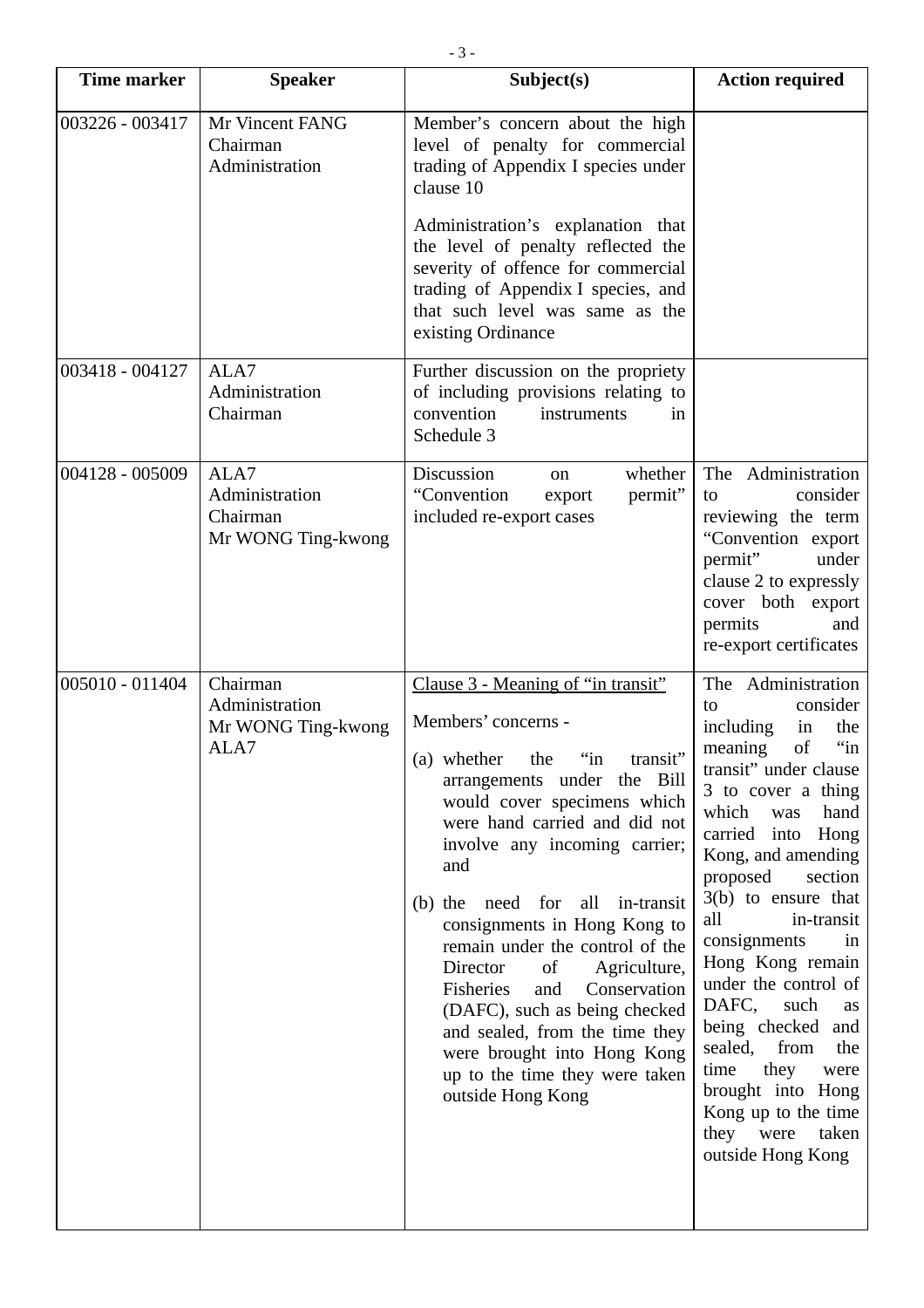| Time marker | Speaker | Subject(s) | Action required |
|---|---|---|---|
| 003226 - 003417 | Mr Vincent FANG<br>Chairman<br>Administration | Member's concern about the high level of penalty for commercial trading of Appendix I species under clause 10<br><br>Administration's explanation that the level of penalty reflected the severity of offence for commercial trading of Appendix I species, and that such level was same as the existing Ordinance | |
| 003418 - 004127 | ALA7<br>Administration<br>Chairman | Further discussion on the propriety of including provisions relating to convention instruments in Schedule 3 | |
| 004128 - 005009 | ALA7<br>Administration<br>Chairman<br>Mr WONG Ting-kwong | Discussion on whether "Convention export permit" included re-export cases | The Administration to consider reviewing the term "Convention export permit" under clause 2 to expressly cover both export permits and re-export certificates |
| 005010 - 011404 | Chairman<br>Administration<br>Mr WONG Ting-kwong<br>ALA7 | Clause 3 - Meaning of "in transit"<br><br>Members' concerns -<br><br>(a) whether the "in transit" arrangements under the Bill would cover specimens which were hand carried and did not involve any incoming carrier; and<br><br>(b) the need for all in-transit consignments in Hong Kong to remain under the control of the Director of Agriculture, Fisheries and Conservation (DAFC), such as being checked and sealed, from the time they were brought into Hong Kong up to the time they were taken outside Hong Kong | The Administration to consider including in the meaning of "in transit" under clause 3 to cover a thing which was hand carried into Hong Kong, and amending proposed section 3(b) to ensure that all in-transit consignments in Hong Kong remain under the control of DAFC, such as being checked and sealed, from the time they were brought into Hong Kong up to the time they were taken outside Hong Kong |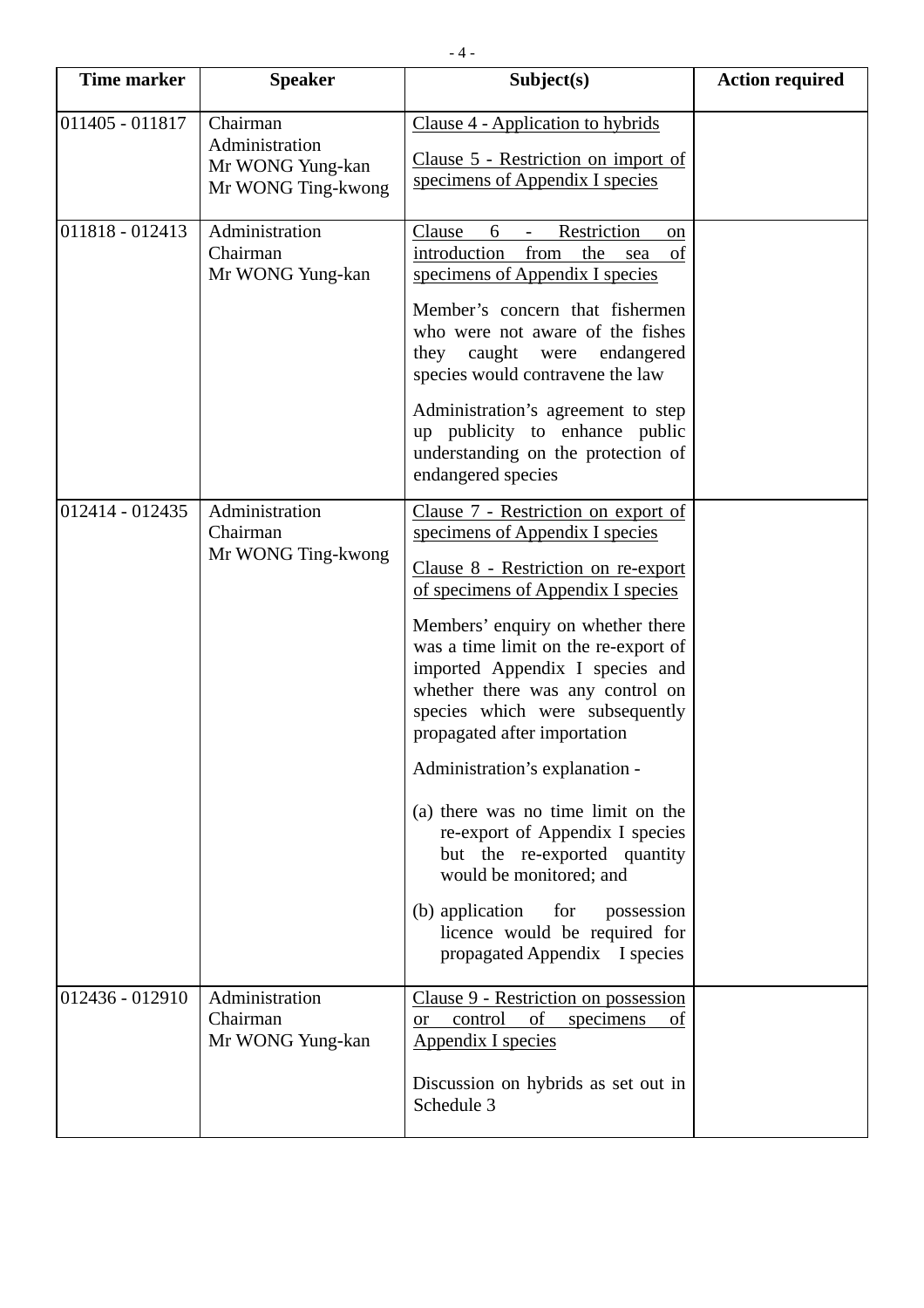| Time marker | Speaker | Subject(s) | Action required |
|---|---|---|---|
| 011405 - 011817 | Chairman<br>Administration<br>Mr WONG Yung-kan<br>Mr WONG Ting-kwong | Clause 4 - Application to hybrids<br><br>Clause 5 - Restriction on import of specimens of Appendix I species | |
| 011818 - 012413 | Administration<br>Chairman<br>Mr WONG Yung-kan | Clause 6 - Restriction on introduction from the sea of specimens of Appendix I species<br><br>Member's concern that fishermen who were not aware of the fishes they caught were endangered species would contravene the law<br><br>Administration's agreement to step up publicity to enhance public understanding on the protection of endangered species | |
| 012414 - 012435 | Administration<br>Chairman<br>Mr WONG Ting-kwong | Clause 7 - Restriction on export of specimens of Appendix I species<br><br>Clause 8 - Restriction on re-export of specimens of Appendix I species<br><br>Members' enquiry on whether there was a time limit on the re-export of imported Appendix I species and whether there was any control on species which were subsequently propagated after importation<br><br>Administration's explanation -<br><br>(a) there was no time limit on the re-export of Appendix I species but the re-exported quantity would be monitored; and<br><br>(b) application for possession licence would be required for propagated Appendix I species | |
| 012436 - 012910 | Administration<br>Chairman<br>Mr WONG Yung-kan | Clause 9 - Restriction on possession or control of specimens of Appendix I species<br><br>Discussion on hybrids as set out in Schedule 3 | |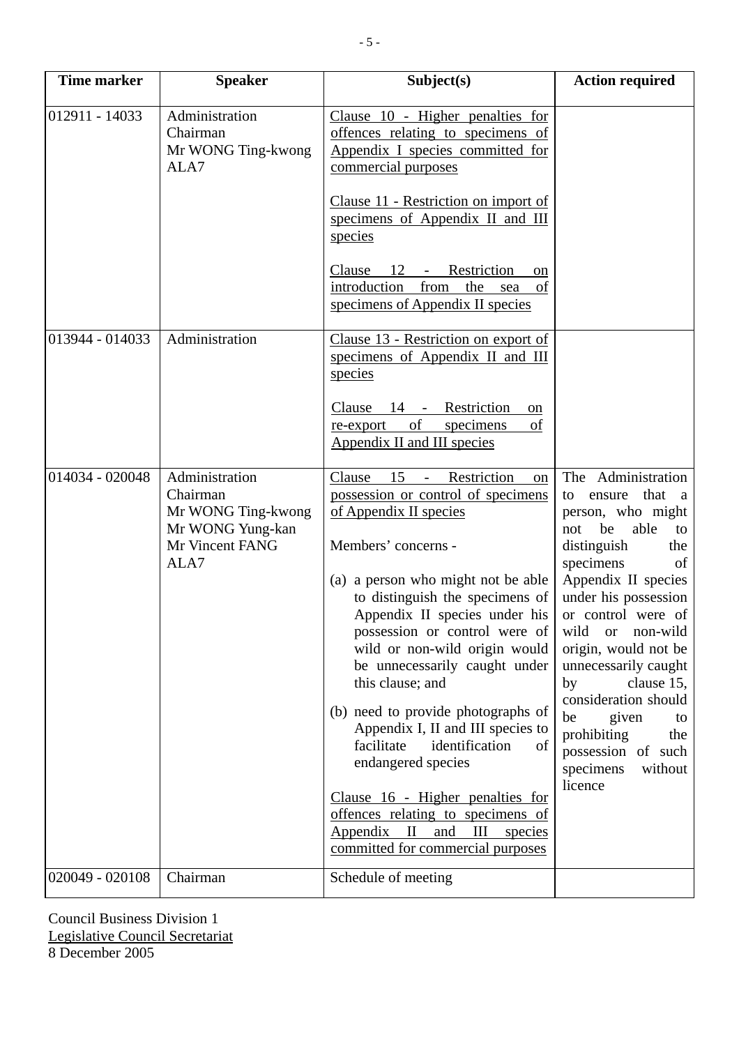| Time marker | Speaker | Subject(s) | Action required |
|---|---|---|---|
| 012911 - 14033 | Administration<br>Chairman<br>Mr WONG Ting-kwong<br>ALA7 | Clause 10 - Higher penalties for offences relating to specimens of Appendix I species committed for commercial purposes<br><br>Clause 11 - Restriction on import of specimens of Appendix II and III species<br><br>Clause 12 - Restriction on introduction from the sea of specimens of Appendix II species | |
| 013944 - 014033 | Administration | Clause 13 - Restriction on export of specimens of Appendix II and III species<br><br>Clause 14 - Restriction on re-export of specimens of Appendix II and III species | |
| 014034 - 020048 | Administration<br>Chairman<br>Mr WONG Ting-kwong<br>Mr WONG Yung-kan<br>Mr Vincent FANG<br>ALA7 | Clause 15 - Restriction on possession or control of specimens of Appendix II species<br><br>Members' concerns -<br><br>(a) a person who might not be able to distinguish the specimens of Appendix II species under his possession or control were of wild or non-wild origin would be unnecessarily caught under this clause; and<br><br>(b) need to provide photographs of Appendix I, II and III species to facilitate identification of endangered species<br><br>Clause 16 - Higher penalties for offences relating to specimens of Appendix II and III species committed for commercial purposes | The Administration to ensure that a person, who might not be able to distinguish the specimens of Appendix II species under his possession or control were of wild or non-wild origin, would not be unnecessarily caught by clause 15, consideration should be given to prohibiting the possession of such specimens without licence |
| 020049 - 020108 | Chairman | Schedule of meeting | |

Council Business Division 1
Legislative Council Secretariat
8 December 2005